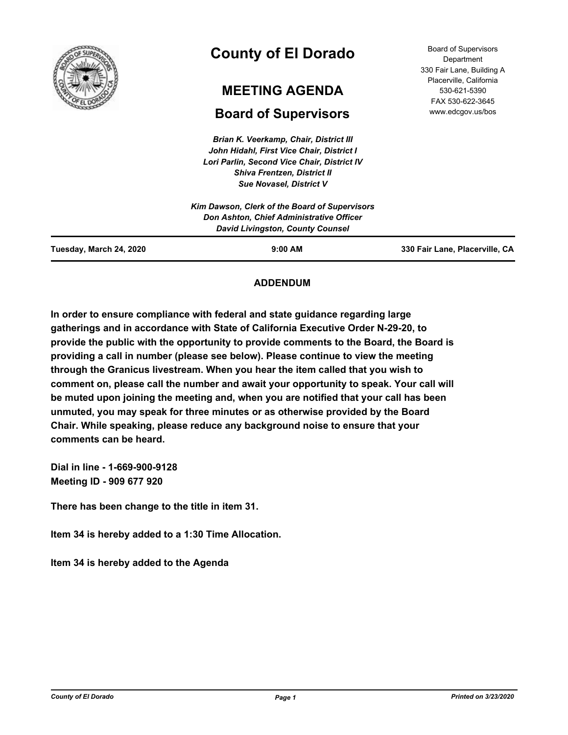# County of El Dorado

## MEETING AGENDA

## Board of Supervisors

Board of Supervisors Department
330 Fair Lane, Building A
Placerville, California
530-621-5390
FAX 530-622-3645
www.edcgov.us/bos

*Brian K. Veerkamp, Chair, District III*
*John Hidahl, First Vice Chair, District I*
*Lori Parlin, Second Vice Chair, District IV*
*Shiva Frentzen, District II*
*Sue Novasel, District V*

*Kim Dawson, Clerk of the Board of Supervisors*
*Don Ashton, Chief Administrative Officer*
*David Livingston, County Counsel*

**Tuesday, March 24, 2020** | **9:00 AM** | **330 Fair Lane, Placerville, CA**

**ADDENDUM**

**In order to ensure compliance with federal and state guidance regarding large gatherings and in accordance with State of California Executive Order N-29-20, to provide the public with the opportunity to provide comments to the Board, the Board is providing a call in number (please see below). Please continue to view the meeting through the Granicus livestream. When you hear the item called that you wish to comment on, please call the number and await your opportunity to speak. Your call will be muted upon joining the meeting and, when you are notified that your call has been unmuted, you may speak for three minutes or as otherwise provided by the Board Chair. While speaking, please reduce any background noise to ensure that your comments can be heard.**

**Dial in line - 1-669-900-9128**
**Meeting ID - 909 677 920**

**There has been change to the title in item 31.**

**Item 34 is hereby added to a 1:30 Time Allocation.**

**Item 34 is hereby added to the Agenda**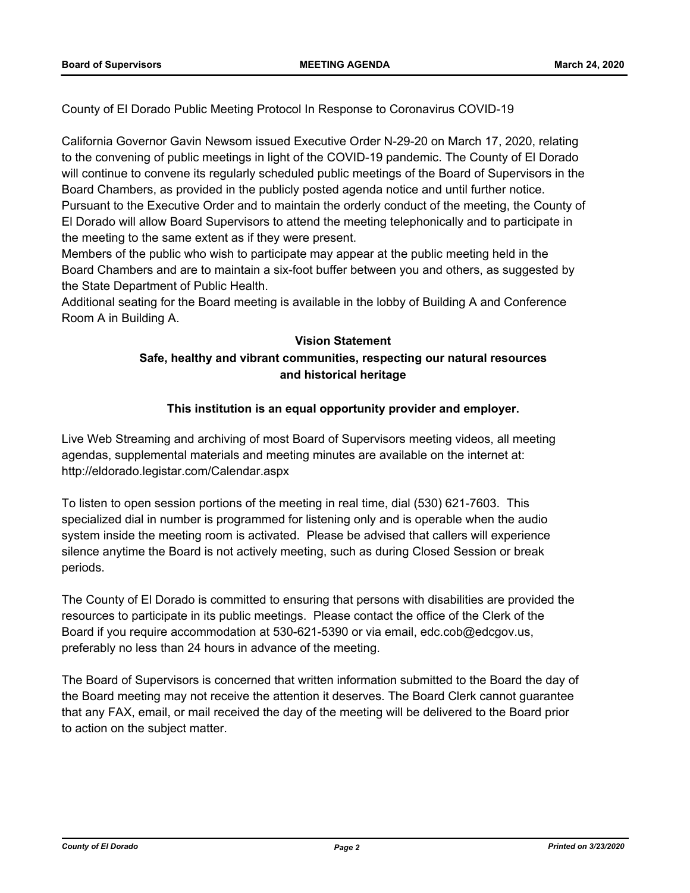County of El Dorado Public Meeting Protocol In Response to Coronavirus COVID-19

California Governor Gavin Newsom issued Executive Order N-29-20 on March 17, 2020, relating to the convening of public meetings in light of the COVID-19 pandemic. The County of El Dorado will continue to convene its regularly scheduled public meetings of the Board of Supervisors in the Board Chambers, as provided in the publicly posted agenda notice and until further notice.
Pursuant to the Executive Order and to maintain the orderly conduct of the meeting, the County of El Dorado will allow Board Supervisors to attend the meeting telephonically and to participate in the meeting to the same extent as if they were present.
Members of the public who wish to participate may appear at the public meeting held in the Board Chambers and are to maintain a six-foot buffer between you and others, as suggested by the State Department of Public Health.
Additional seating for the Board meeting is available in the lobby of Building A and Conference Room A in Building A.

**Vision Statement**

**Safe, healthy and vibrant communities, respecting our natural resources and historical heritage**

**This institution is an equal opportunity provider and employer.**

Live Web Streaming and archiving of most Board of Supervisors meeting videos, all meeting agendas, supplemental materials and meeting minutes are available on the internet at: http://eldorado.legistar.com/Calendar.aspx

To listen to open session portions of the meeting in real time, dial (530) 621-7603. This specialized dial in number is programmed for listening only and is operable when the audio system inside the meeting room is activated. Please be advised that callers will experience silence anytime the Board is not actively meeting, such as during Closed Session or break periods.

The County of El Dorado is committed to ensuring that persons with disabilities are provided the resources to participate in its public meetings. Please contact the office of the Clerk of the Board if you require accommodation at 530-621-5390 or via email, edc.cob@edcgov.us, preferably no less than 24 hours in advance of the meeting.

The Board of Supervisors is concerned that written information submitted to the Board the day of the Board meeting may not receive the attention it deserves. The Board Clerk cannot guarantee that any FAX, email, or mail received the day of the meeting will be delivered to the Board prior to action on the subject matter.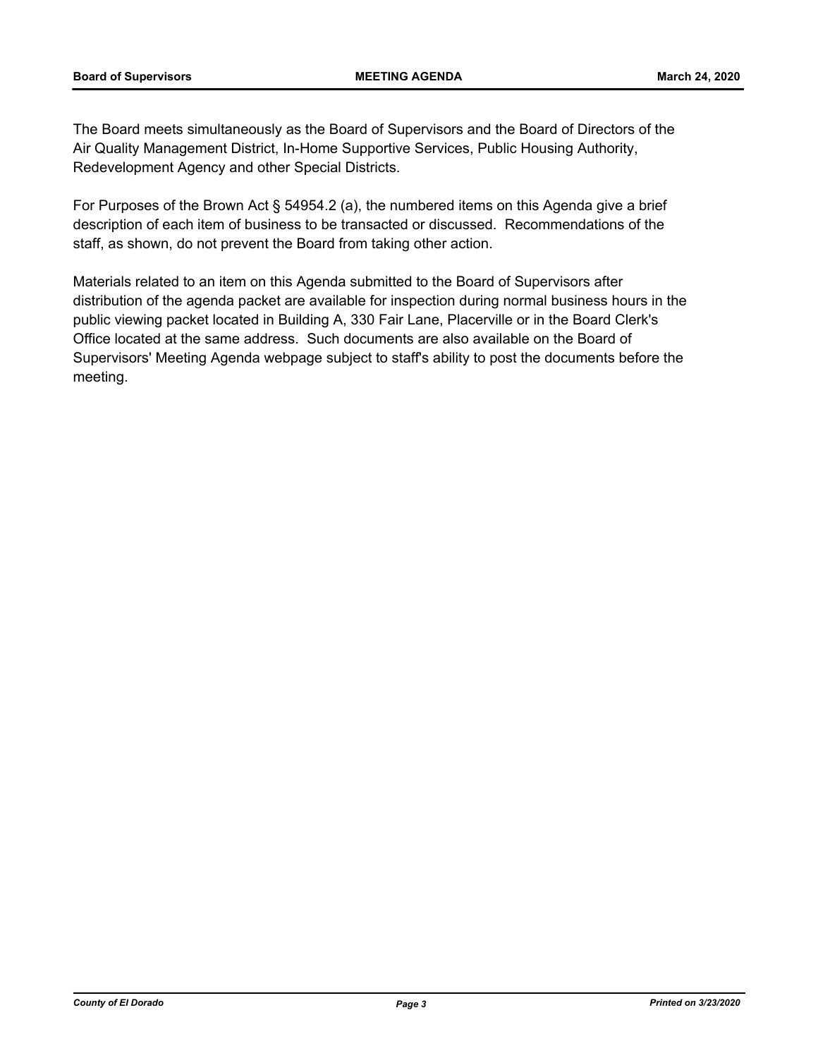The Board meets simultaneously as the Board of Supervisors and the Board of Directors of the Air Quality Management District, In-Home Supportive Services, Public Housing Authority, Redevelopment Agency and other Special Districts.

For Purposes of the Brown Act § 54954.2 (a), the numbered items on this Agenda give a brief description of each item of business to be transacted or discussed. Recommendations of the staff, as shown, do not prevent the Board from taking other action.

Materials related to an item on this Agenda submitted to the Board of Supervisors after distribution of the agenda packet are available for inspection during normal business hours in the public viewing packet located in Building A, 330 Fair Lane, Placerville or in the Board Clerk's Office located at the same address. Such documents are also available on the Board of Supervisors' Meeting Agenda webpage subject to staff's ability to post the documents before the meeting.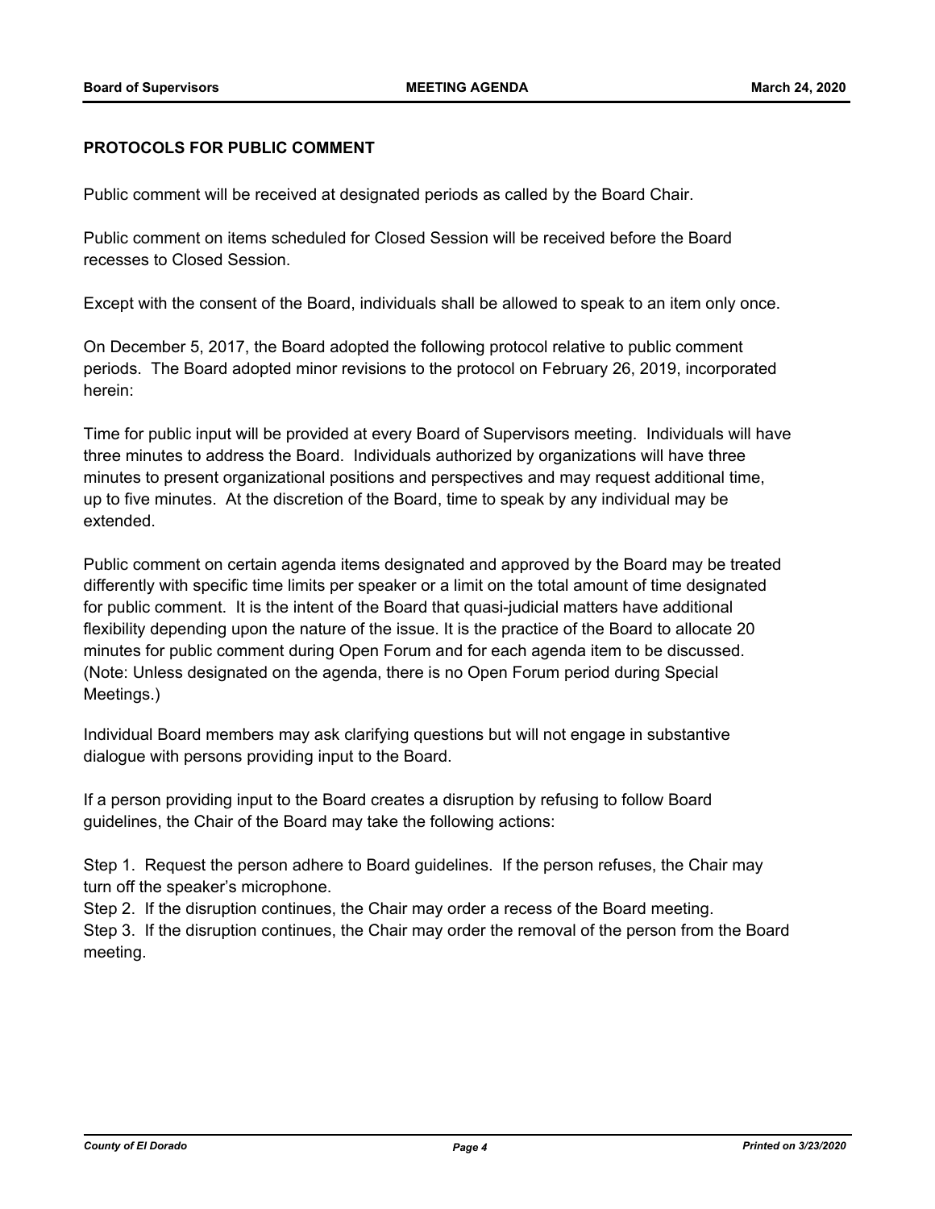**PROTOCOLS FOR PUBLIC COMMENT**

Public comment will be received at designated periods as called by the Board Chair.

Public comment on items scheduled for Closed Session will be received before the Board recesses to Closed Session.

Except with the consent of the Board, individuals shall be allowed to speak to an item only once.

On December 5, 2017, the Board adopted the following protocol relative to public comment periods. The Board adopted minor revisions to the protocol on February 26, 2019, incorporated herein:

Time for public input will be provided at every Board of Supervisors meeting. Individuals will have three minutes to address the Board. Individuals authorized by organizations will have three minutes to present organizational positions and perspectives and may request additional time, up to five minutes. At the discretion of the Board, time to speak by any individual may be extended.

Public comment on certain agenda items designated and approved by the Board may be treated differently with specific time limits per speaker or a limit on the total amount of time designated for public comment. It is the intent of the Board that quasi-judicial matters have additional flexibility depending upon the nature of the issue. It is the practice of the Board to allocate 20 minutes for public comment during Open Forum and for each agenda item to be discussed. (Note: Unless designated on the agenda, there is no Open Forum period during Special Meetings.)

Individual Board members may ask clarifying questions but will not engage in substantive dialogue with persons providing input to the Board.

If a person providing input to the Board creates a disruption by refusing to follow Board guidelines, the Chair of the Board may take the following actions:

Step 1. Request the person adhere to Board guidelines. If the person refuses, the Chair may turn off the speaker's microphone.

Step 2. If the disruption continues, the Chair may order a recess of the Board meeting.

Step 3. If the disruption continues, the Chair may order the removal of the person from the Board meeting.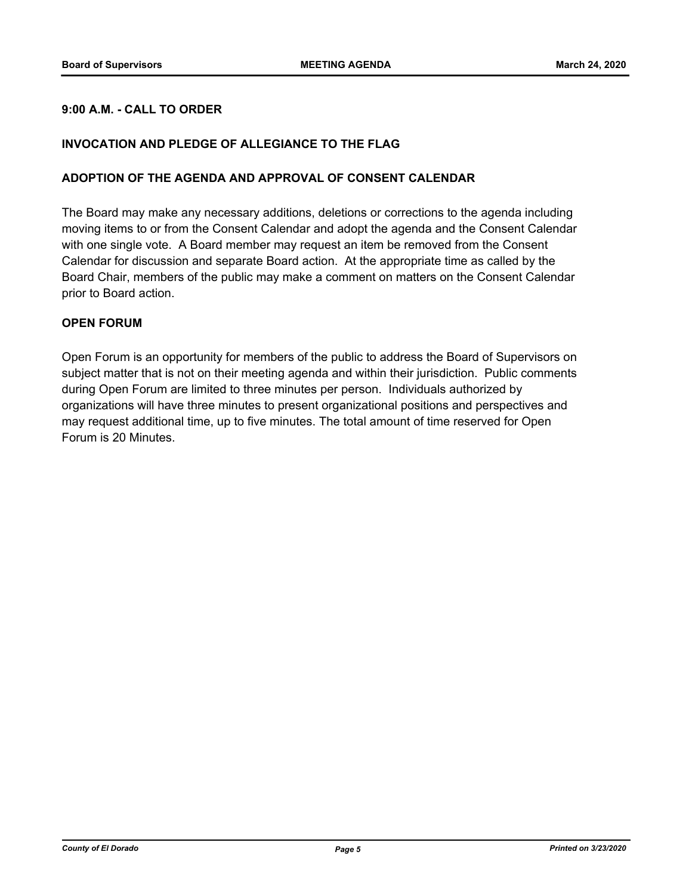**9:00 A.M. - CALL TO ORDER**

**INVOCATION AND PLEDGE OF ALLEGIANCE TO THE FLAG**

**ADOPTION OF THE AGENDA AND APPROVAL OF CONSENT CALENDAR**

The Board may make any necessary additions, deletions or corrections to the agenda including moving items to or from the Consent Calendar and adopt the agenda and the Consent Calendar with one single vote. A Board member may request an item be removed from the Consent Calendar for discussion and separate Board action. At the appropriate time as called by the Board Chair, members of the public may make a comment on matters on the Consent Calendar prior to Board action.

**OPEN FORUM**

Open Forum is an opportunity for members of the public to address the Board of Supervisors on subject matter that is not on their meeting agenda and within their jurisdiction. Public comments during Open Forum are limited to three minutes per person. Individuals authorized by organizations will have three minutes to present organizational positions and perspectives and may request additional time, up to five minutes. The total amount of time reserved for Open Forum is 20 Minutes.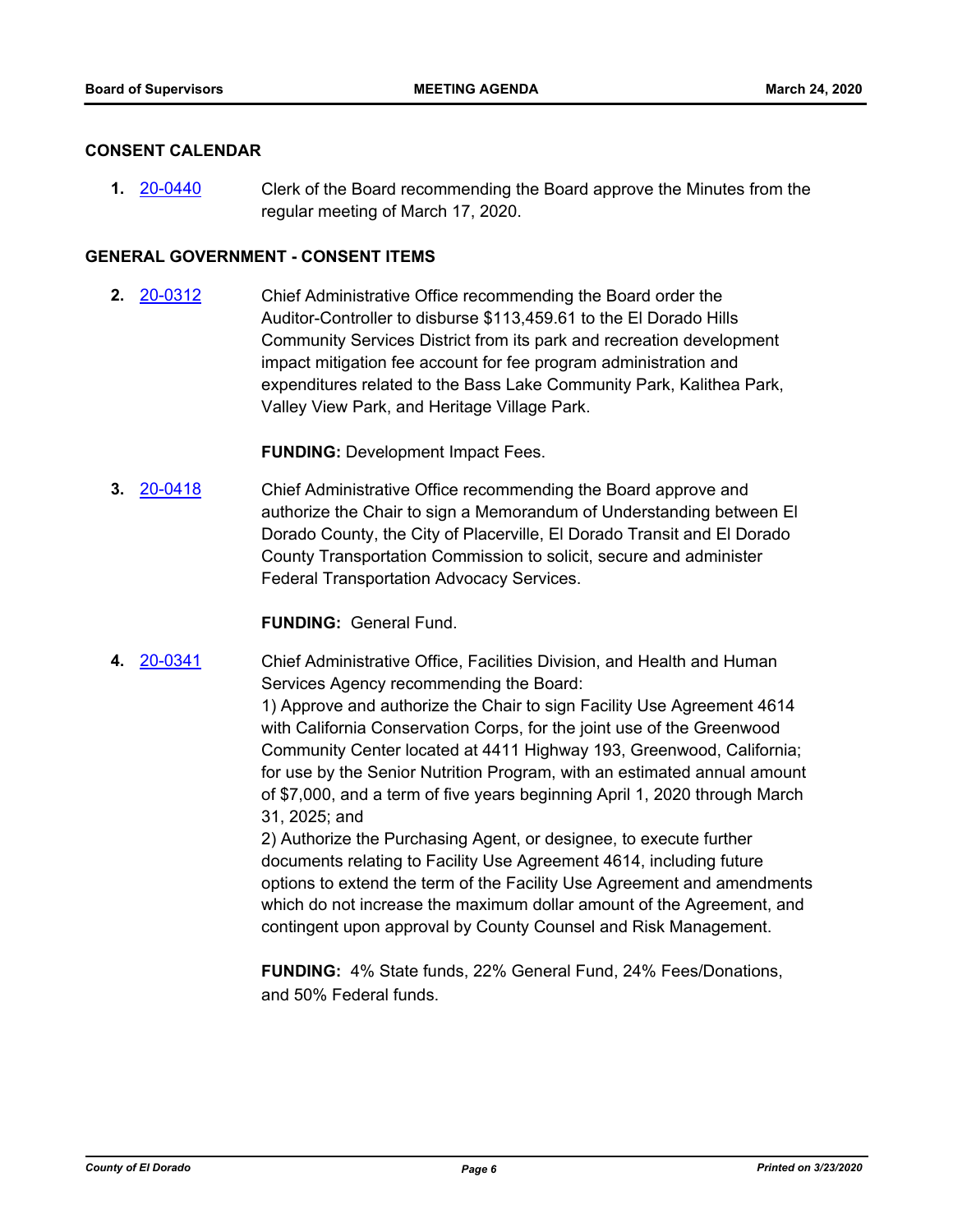## CONSENT CALENDAR

**1.** 20-0440 Clerk of the Board recommending the Board approve the Minutes from the regular meeting of March 17, 2020.

## GENERAL GOVERNMENT - CONSENT ITEMS

**2.** 20-0312 Chief Administrative Office recommending the Board order the Auditor-Controller to disburse $113,459.61 to the El Dorado Hills Community Services District from its park and recreation development impact mitigation fee account for fee program administration and expenditures related to the Bass Lake Community Park, Kalithea Park, Valley View Park, and Heritage Village Park.

**FUNDING:** Development Impact Fees.

**3.** 20-0418 Chief Administrative Office recommending the Board approve and authorize the Chair to sign a Memorandum of Understanding between El Dorado County, the City of Placerville, El Dorado Transit and El Dorado County Transportation Commission to solicit, secure and administer Federal Transportation Advocacy Services.

**FUNDING:** General Fund.

**4.** 20-0341 Chief Administrative Office, Facilities Division, and Health and Human Services Agency recommending the Board:
1) Approve and authorize the Chair to sign Facility Use Agreement 4614 with California Conservation Corps, for the joint use of the Greenwood Community Center located at 4411 Highway 193, Greenwood, California; for use by the Senior Nutrition Program, with an estimated annual amount of $7,000, and a term of five years beginning April 1, 2020 through March 31, 2025; and
2) Authorize the Purchasing Agent, or designee, to execute further documents relating to Facility Use Agreement 4614, including future options to extend the term of the Facility Use Agreement and amendments which do not increase the maximum dollar amount of the Agreement, and contingent upon approval by County Counsel and Risk Management.

**FUNDING:** 4% State funds, 22% General Fund, 24% Fees/Donations, and 50% Federal funds.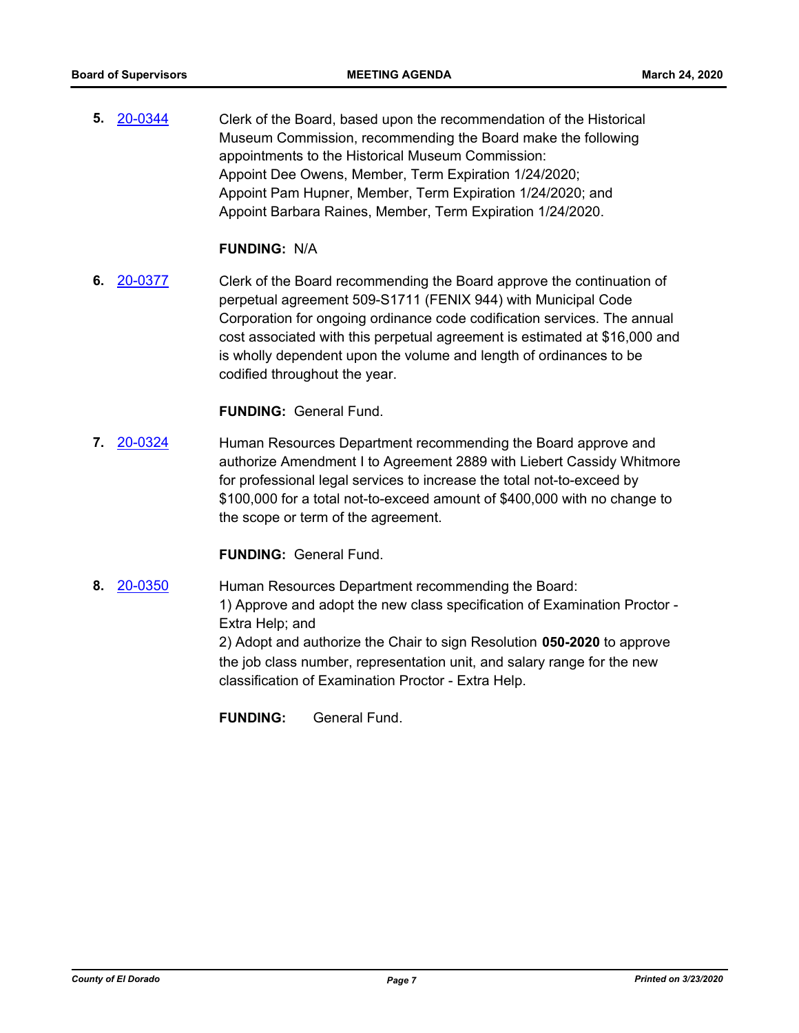**5.** 20-0344 Clerk of the Board, based upon the recommendation of the Historical Museum Commission, recommending the Board make the following appointments to the Historical Museum Commission:
Appoint Dee Owens, Member, Term Expiration 1/24/2020;
Appoint Pam Hupner, Member, Term Expiration 1/24/2020; and
Appoint Barbara Raines, Member, Term Expiration 1/24/2020.

**FUNDING:** N/A

**6.** 20-0377 Clerk of the Board recommending the Board approve the continuation of perpetual agreement 509-S1711 (FENIX 944) with Municipal Code Corporation for ongoing ordinance code codification services. The annual cost associated with this perpetual agreement is estimated at $16,000 and is wholly dependent upon the volume and length of ordinances to be codified throughout the year.

**FUNDING:** General Fund.

**7.** 20-0324 Human Resources Department recommending the Board approve and authorize Amendment I to Agreement 2889 with Liebert Cassidy Whitmore for professional legal services to increase the total not-to-exceed by $100,000 for a total not-to-exceed amount of $400,000 with no change to the scope or term of the agreement.

**FUNDING:** General Fund.

**8.** 20-0350 Human Resources Department recommending the Board:
1) Approve and adopt the new class specification of Examination Proctor - Extra Help; and
2) Adopt and authorize the Chair to sign Resolution **050-2020** to approve the job class number, representation unit, and salary range for the new classification of Examination Proctor - Extra Help.

**FUNDING:** General Fund.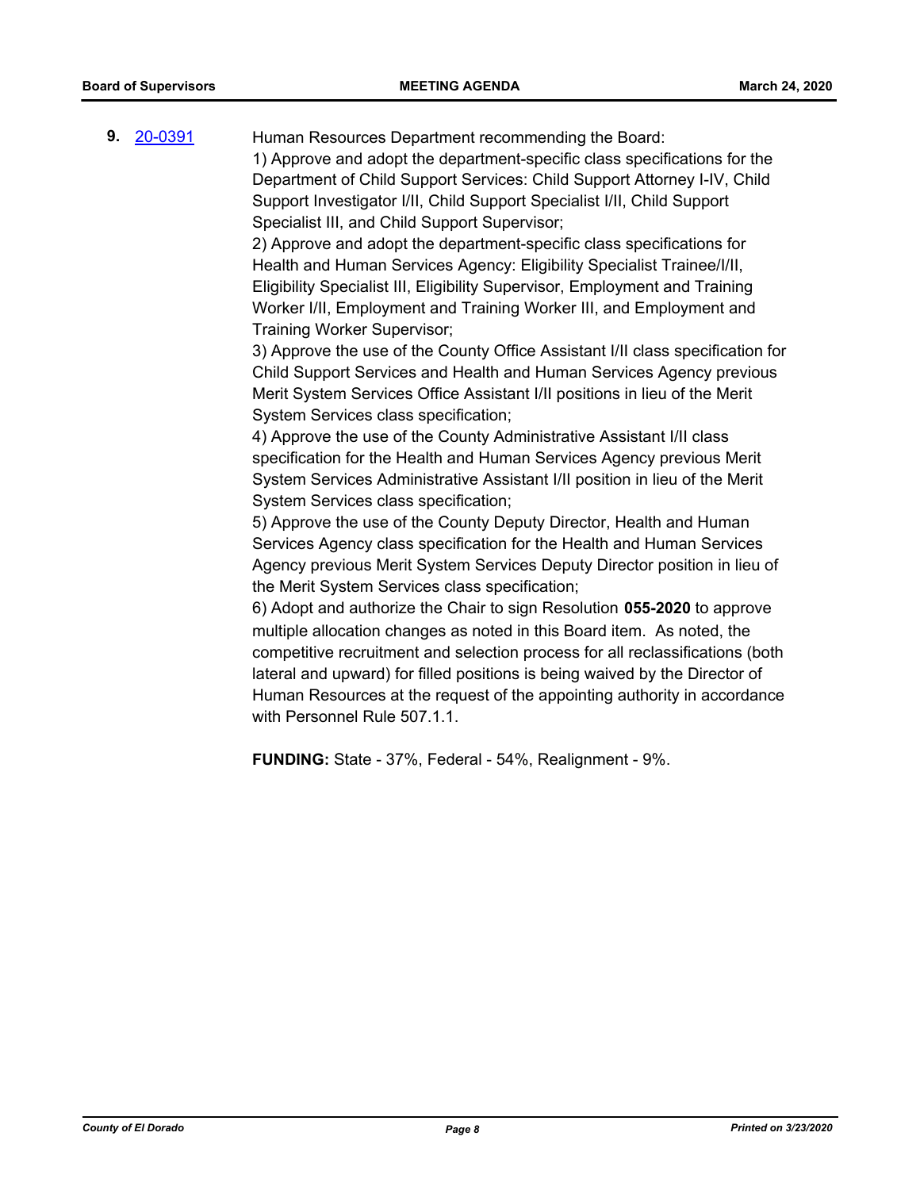**9.** [20-0391](20-0391)

Human Resources Department recommending the Board:

1) Approve and adopt the department-specific class specifications for the Department of Child Support Services: Child Support Attorney I-IV, Child Support Investigator I/II, Child Support Specialist I/II, Child Support Specialist III, and Child Support Supervisor;

2) Approve and adopt the department-specific class specifications for Health and Human Services Agency: Eligibility Specialist Trainee/I/II, Eligibility Specialist III, Eligibility Supervisor, Employment and Training Worker I/II, Employment and Training Worker III, and Employment and Training Worker Supervisor;

3) Approve the use of the County Office Assistant I/II class specification for Child Support Services and Health and Human Services Agency previous Merit System Services Office Assistant I/II positions in lieu of the Merit System Services class specification;

4) Approve the use of the County Administrative Assistant I/II class specification for the Health and Human Services Agency previous Merit System Services Administrative Assistant I/II position in lieu of the Merit System Services class specification;

5) Approve the use of the County Deputy Director, Health and Human Services Agency class specification for the Health and Human Services Agency previous Merit System Services Deputy Director position in lieu of the Merit System Services class specification;

6) Adopt and authorize the Chair to sign Resolution **055-2020** to approve multiple allocation changes as noted in this Board item. As noted, the competitive recruitment and selection process for all reclassifications (both lateral and upward) for filled positions is being waived by the Director of Human Resources at the request of the appointing authority in accordance with Personnel Rule 507.1.1.

**FUNDING:** State - 37%, Federal - 54%, Realignment - 9%.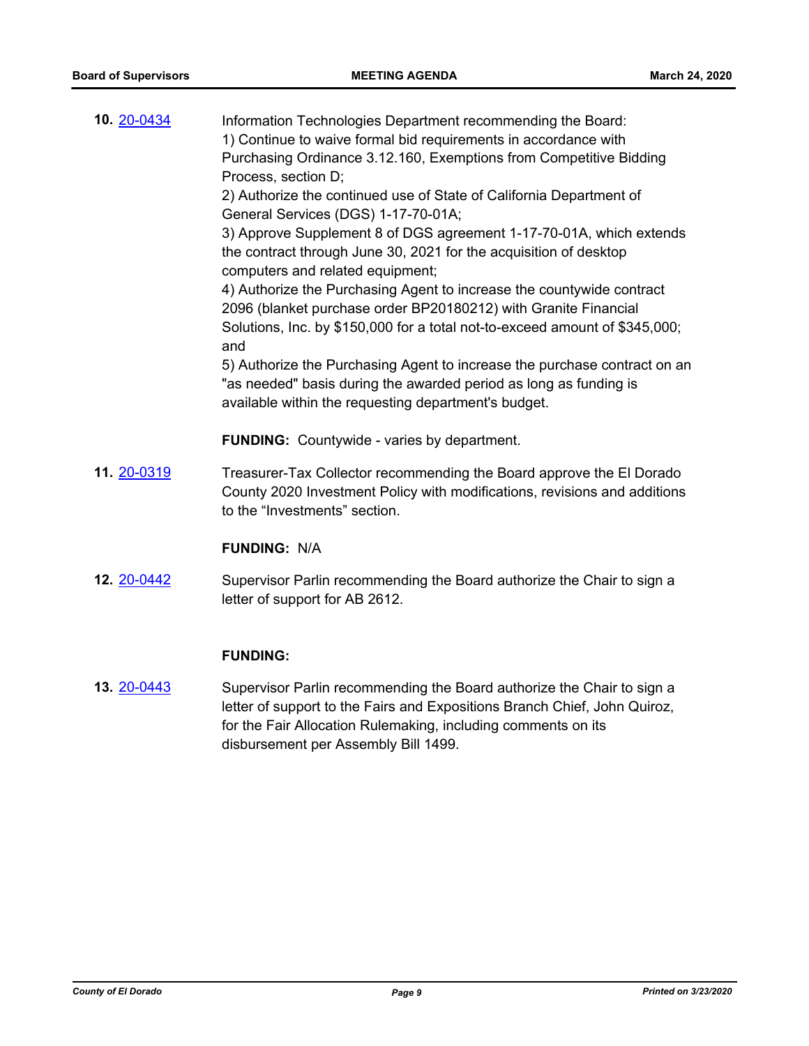**10.** 20-0434

Information Technologies Department recommending the Board:
1) Continue to waive formal bid requirements in accordance with Purchasing Ordinance 3.12.160, Exemptions from Competitive Bidding Process, section D;
2) Authorize the continued use of State of California Department of General Services (DGS) 1-17-70-01A;
3) Approve Supplement 8 of DGS agreement 1-17-70-01A, which extends the contract through June 30, 2021 for the acquisition of desktop computers and related equipment;
4) Authorize the Purchasing Agent to increase the countywide contract 2096 (blanket purchase order BP20180212) with Granite Financial Solutions, Inc. by $150,000 for a total not-to-exceed amount of $345,000; and
5) Authorize the Purchasing Agent to increase the purchase contract on an "as needed" basis during the awarded period as long as funding is available within the requesting department's budget.

**FUNDING:** Countywide - varies by department.

**11.** 20-0319

Treasurer-Tax Collector recommending the Board approve the El Dorado County 2020 Investment Policy with modifications, revisions and additions to the “Investments” section.

**FUNDING:** N/A

**12.** 20-0442

Supervisor Parlin recommending the Board authorize the Chair to sign a letter of support for AB 2612.

**FUNDING:**

**13.** 20-0443

Supervisor Parlin recommending the Board authorize the Chair to sign a letter of support to the Fairs and Expositions Branch Chief, John Quiroz, for the Fair Allocation Rulemaking, including comments on its disbursement per Assembly Bill 1499.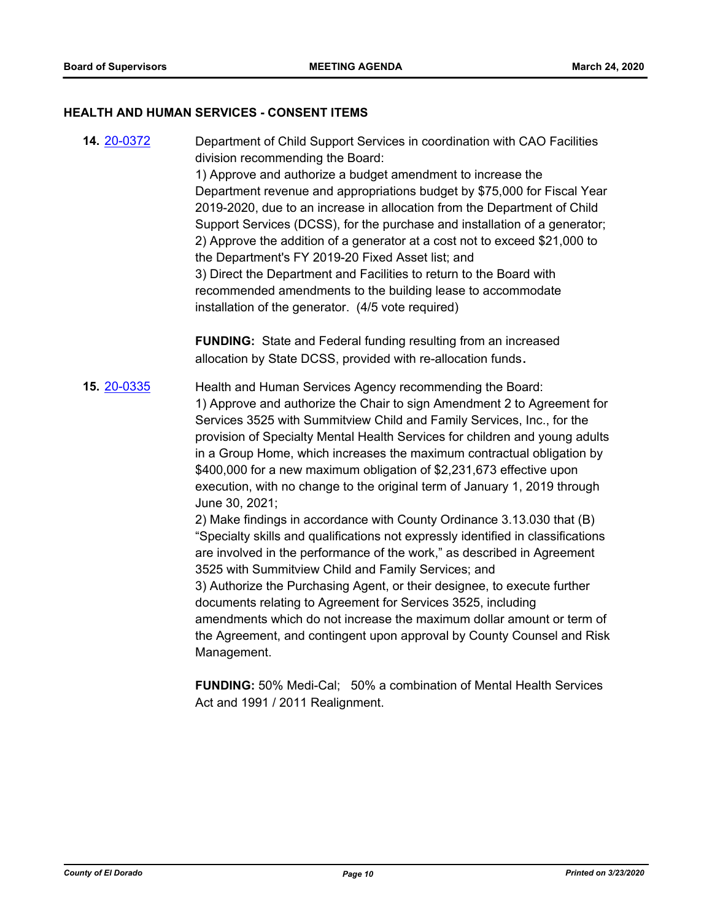## HEALTH AND HUMAN SERVICES - CONSENT ITEMS

**14.** [20-0372](20-0372) Department of Child Support Services in coordination with CAO Facilities division recommending the Board:

1) Approve and authorize a budget amendment to increase the Department revenue and appropriations budget by $75,000 for Fiscal Year 2019-2020, due to an increase in allocation from the Department of Child Support Services (DCSS), for the purchase and installation of a generator;
2) Approve the addition of a generator at a cost not to exceed $21,000 to the Department's FY 2019-20 Fixed Asset list; and
3) Direct the Department and Facilities to return to the Board with recommended amendments to the building lease to accommodate installation of the generator. (4/5 vote required)

**FUNDING:** State and Federal funding resulting from an increased allocation by State DCSS, provided with re-allocation funds.

**15.** [20-0335](20-0335) Health and Human Services Agency recommending the Board:

1) Approve and authorize the Chair to sign Amendment 2 to Agreement for Services 3525 with Summitview Child and Family Services, Inc., for the provision of Specialty Mental Health Services for children and young adults in a Group Home, which increases the maximum contractual obligation by $400,000 for a new maximum obligation of $2,231,673 effective upon execution, with no change to the original term of January 1, 2019 through June 30, 2021;
2) Make findings in accordance with County Ordinance 3.13.030 that (B) "Specialty skills and qualifications not expressly identified in classifications are involved in the performance of the work," as described in Agreement 3525 with Summitview Child and Family Services; and
3) Authorize the Purchasing Agent, or their designee, to execute further documents relating to Agreement for Services 3525, including amendments which do not increase the maximum dollar amount or term of the Agreement, and contingent upon approval by County Counsel and Risk Management.

**FUNDING:** 50% Medi-Cal; 50% a combination of Mental Health Services Act and 1991 / 2011 Realignment.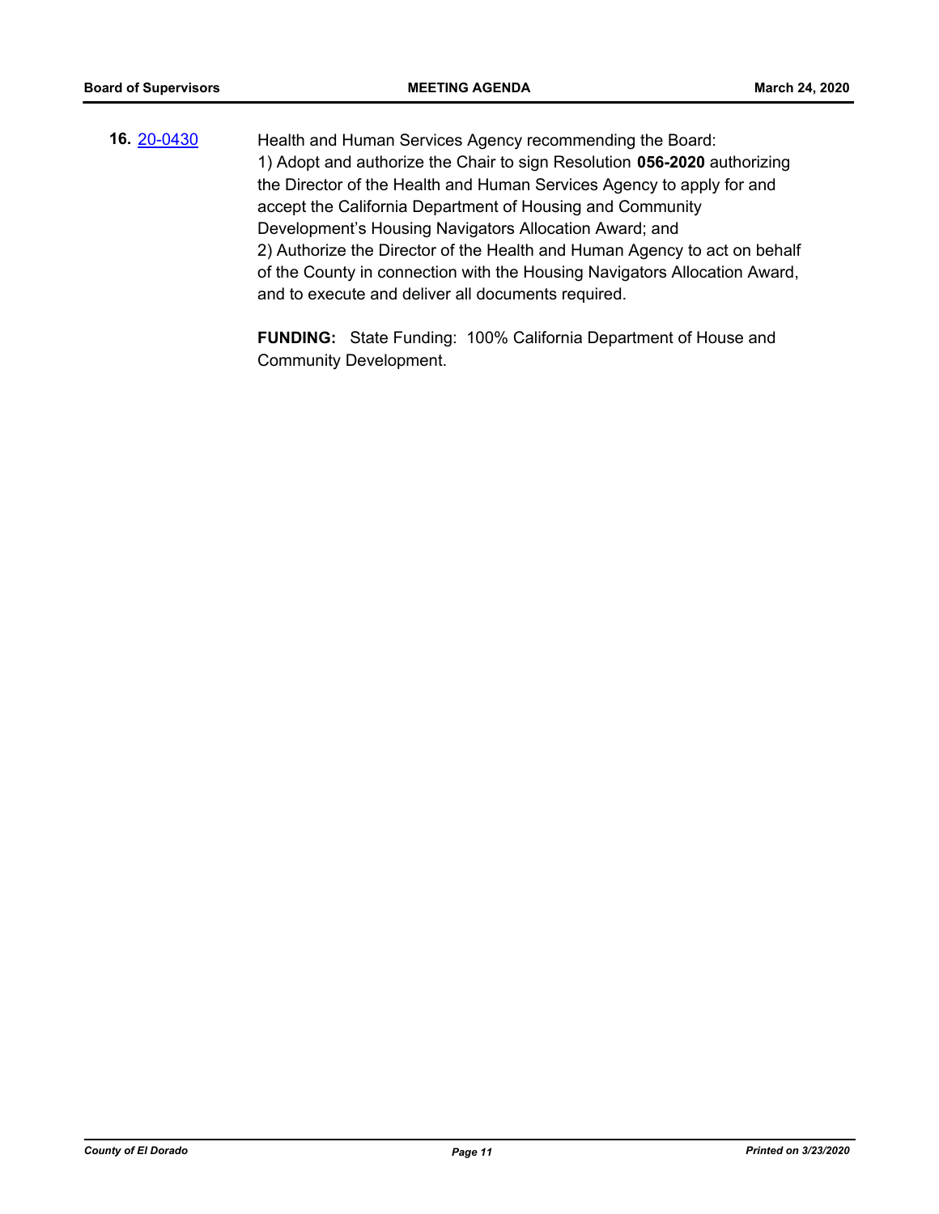**16.** 20-0430 Health and Human Services Agency recommending the Board:

1) Adopt and authorize the Chair to sign Resolution **056-2020** authorizing the Director of the Health and Human Services Agency to apply for and accept the California Department of Housing and Community Development's Housing Navigators Allocation Award; and

2) Authorize the Director of the Health and Human Agency to act on behalf of the County in connection with the Housing Navigators Allocation Award, and to execute and deliver all documents required.

**FUNDING:** State Funding: 100% California Department of House and Community Development.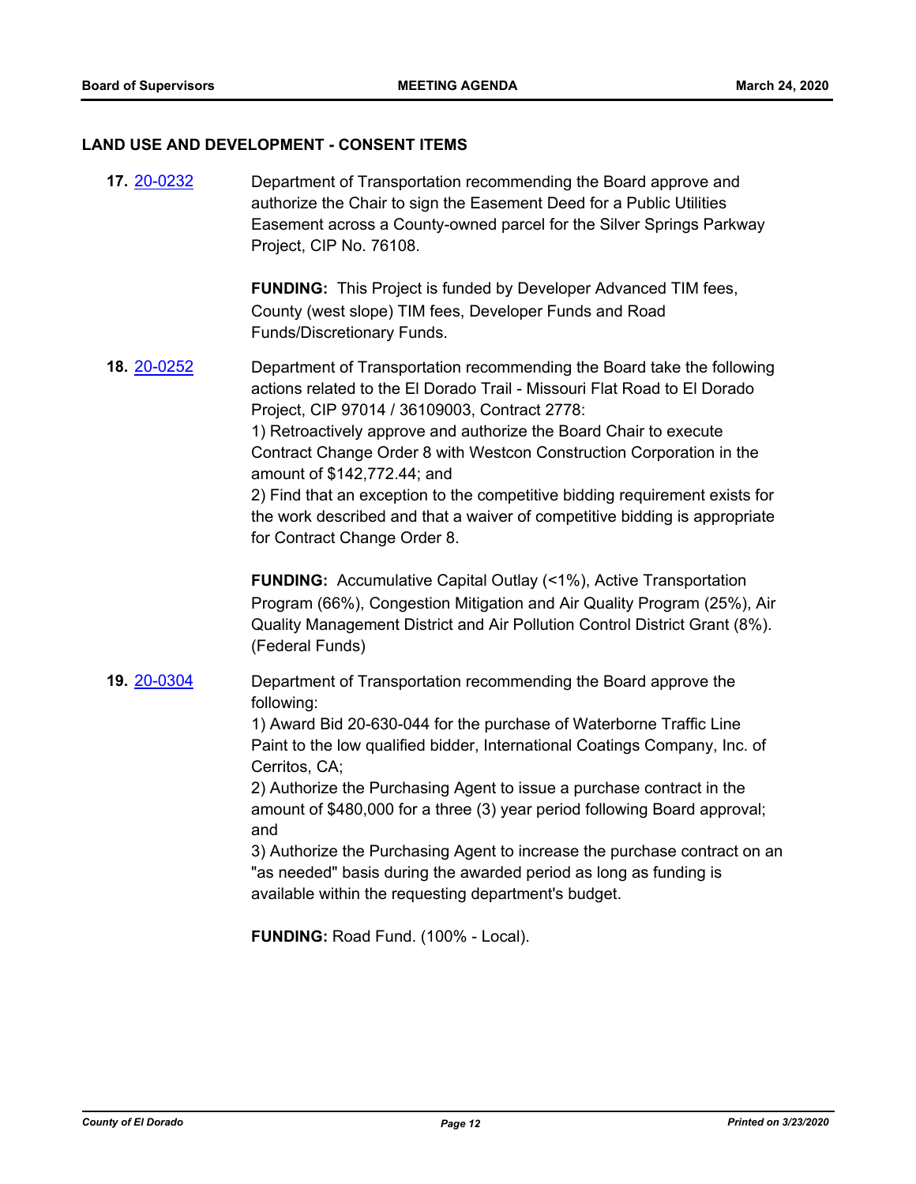## LAND USE AND DEVELOPMENT - CONSENT ITEMS

**17.** 20-0232 Department of Transportation recommending the Board approve and authorize the Chair to sign the Easement Deed for a Public Utilities Easement across a County-owned parcel for the Silver Springs Parkway Project, CIP No. 76108.

**FUNDING:** This Project is funded by Developer Advanced TIM fees, County (west slope) TIM fees, Developer Funds and Road Funds/Discretionary Funds.

**18.** 20-0252 Department of Transportation recommending the Board take the following actions related to the El Dorado Trail - Missouri Flat Road to El Dorado Project, CIP 97014 / 36109003, Contract 2778:
1) Retroactively approve and authorize the Board Chair to execute Contract Change Order 8 with Westcon Construction Corporation in the amount of $142,772.44; and
2) Find that an exception to the competitive bidding requirement exists for the work described and that a waiver of competitive bidding is appropriate for Contract Change Order 8.

**FUNDING:** Accumulative Capital Outlay (<1%), Active Transportation Program (66%), Congestion Mitigation and Air Quality Program (25%), Air Quality Management District and Air Pollution Control District Grant (8%). (Federal Funds)

**19.** 20-0304 Department of Transportation recommending the Board approve the following:
1) Award Bid 20-630-044 for the purchase of Waterborne Traffic Line Paint to the low qualified bidder, International Coatings Company, Inc. of Cerritos, CA;
2) Authorize the Purchasing Agent to issue a purchase contract in the amount of $480,000 for a three (3) year period following Board approval; and
3) Authorize the Purchasing Agent to increase the purchase contract on an "as needed" basis during the awarded period as long as funding is available within the requesting department's budget.

**FUNDING:** Road Fund. (100% - Local).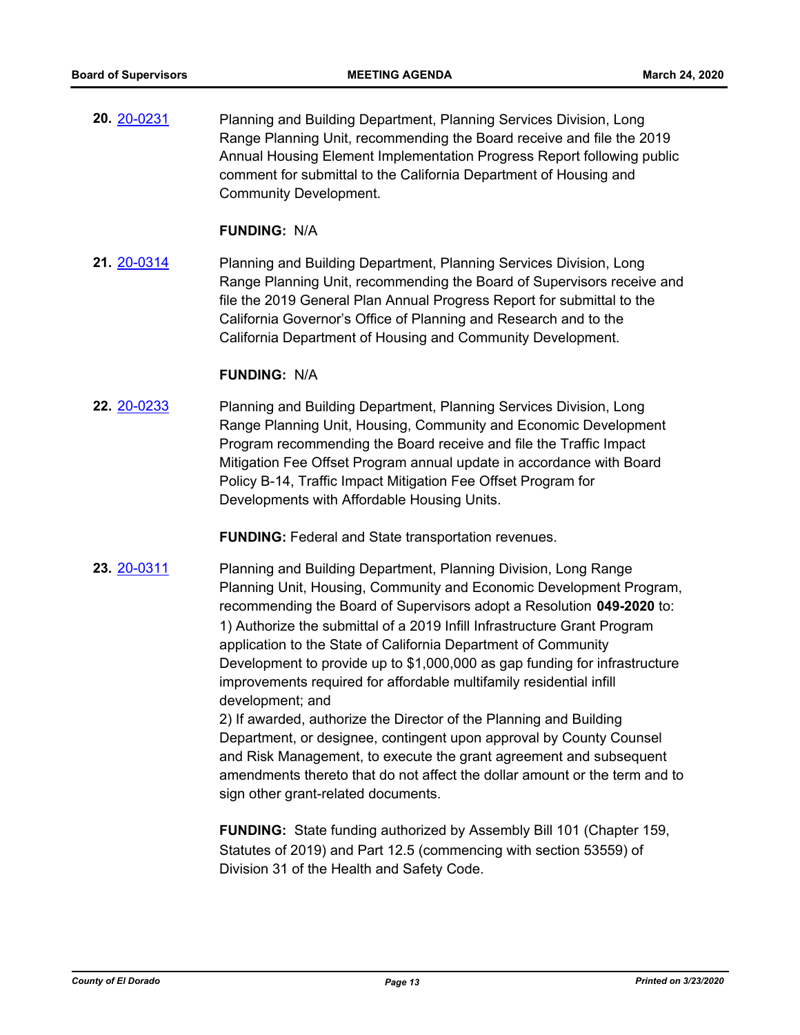**20.** 20-0231

Planning and Building Department, Planning Services Division, Long Range Planning Unit, recommending the Board receive and file the 2019 Annual Housing Element Implementation Progress Report following public comment for submittal to the California Department of Housing and Community Development.

**FUNDING:** N/A

**21.** 20-0314

Planning and Building Department, Planning Services Division, Long Range Planning Unit, recommending the Board of Supervisors receive and file the 2019 General Plan Annual Progress Report for submittal to the California Governor's Office of Planning and Research and to the California Department of Housing and Community Development.

**FUNDING:** N/A

**22.** 20-0233

Planning and Building Department, Planning Services Division, Long Range Planning Unit, Housing, Community and Economic Development Program recommending the Board receive and file the Traffic Impact Mitigation Fee Offset Program annual update in accordance with Board Policy B-14, Traffic Impact Mitigation Fee Offset Program for Developments with Affordable Housing Units.

**FUNDING:** Federal and State transportation revenues.

**23.** 20-0311

Planning and Building Department, Planning Division, Long Range Planning Unit, Housing, Community and Economic Development Program, recommending the Board of Supervisors adopt a Resolution **049-2020** to:
1) Authorize the submittal of a 2019 Infill Infrastructure Grant Program application to the State of California Department of Community Development to provide up to $1,000,000 as gap funding for infrastructure improvements required for affordable multifamily residential infill development; and
2) If awarded, authorize the Director of the Planning and Building Department, or designee, contingent upon approval by County Counsel and Risk Management, to execute the grant agreement and subsequent amendments thereto that do not affect the dollar amount or the term and to sign other grant-related documents.

**FUNDING:** State funding authorized by Assembly Bill 101 (Chapter 159, Statutes of 2019) and Part 12.5 (commencing with section 53559) of Division 31 of the Health and Safety Code.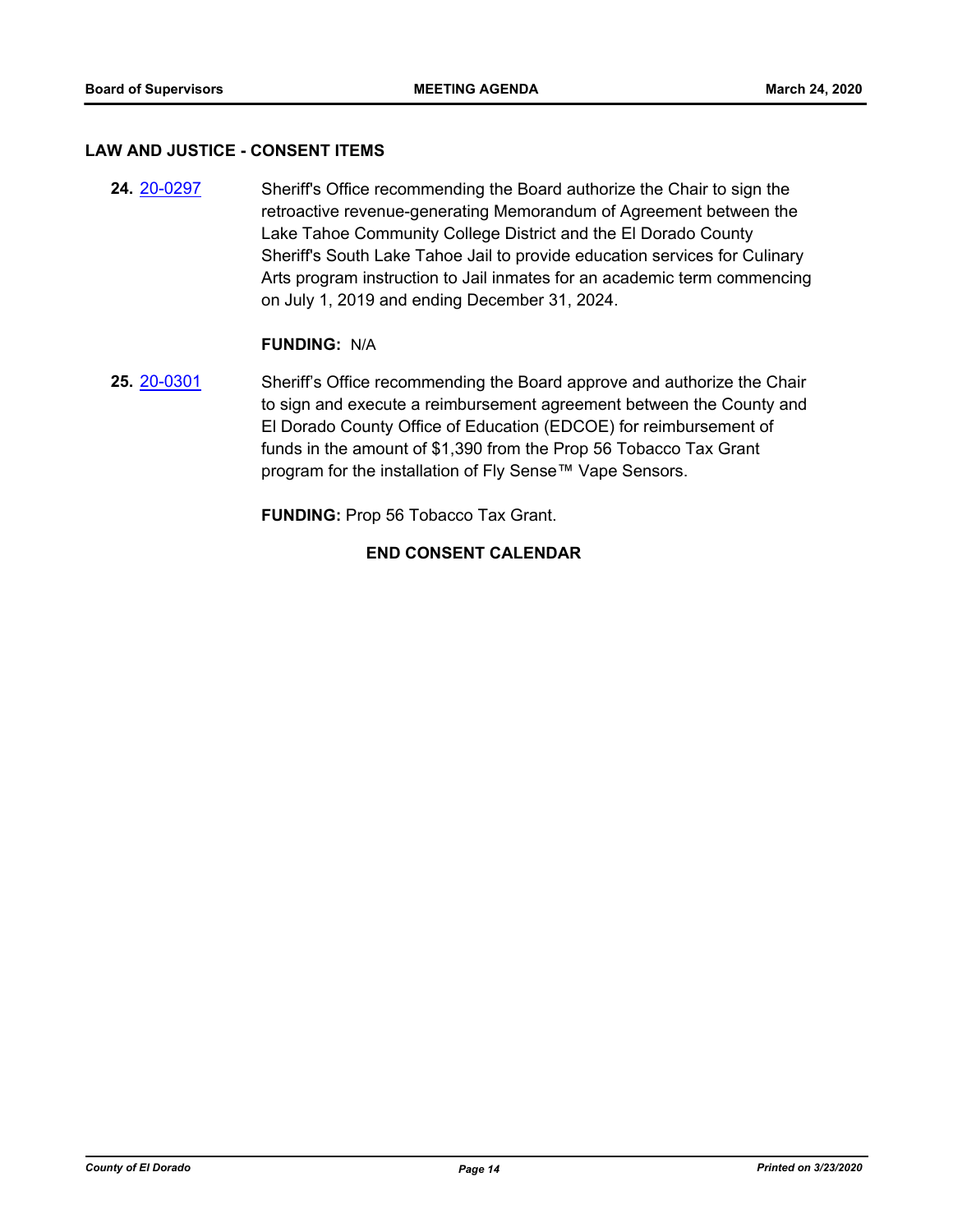## LAW AND JUSTICE - CONSENT ITEMS

**24.** 20-0297 Sheriff's Office recommending the Board authorize the Chair to sign the retroactive revenue-generating Memorandum of Agreement between the Lake Tahoe Community College District and the El Dorado County Sheriff's South Lake Tahoe Jail to provide education services for Culinary Arts program instruction to Jail inmates for an academic term commencing on July 1, 2019 and ending December 31, 2024.

**FUNDING:** N/A

**25.** 20-0301 Sheriff's Office recommending the Board approve and authorize the Chair to sign and execute a reimbursement agreement between the County and El Dorado County Office of Education (EDCOE) for reimbursement of funds in the amount of $1,390 from the Prop 56 Tobacco Tax Grant program for the installation of Fly Sense™ Vape Sensors.

**FUNDING:** Prop 56 Tobacco Tax Grant.

**END CONSENT CALENDAR**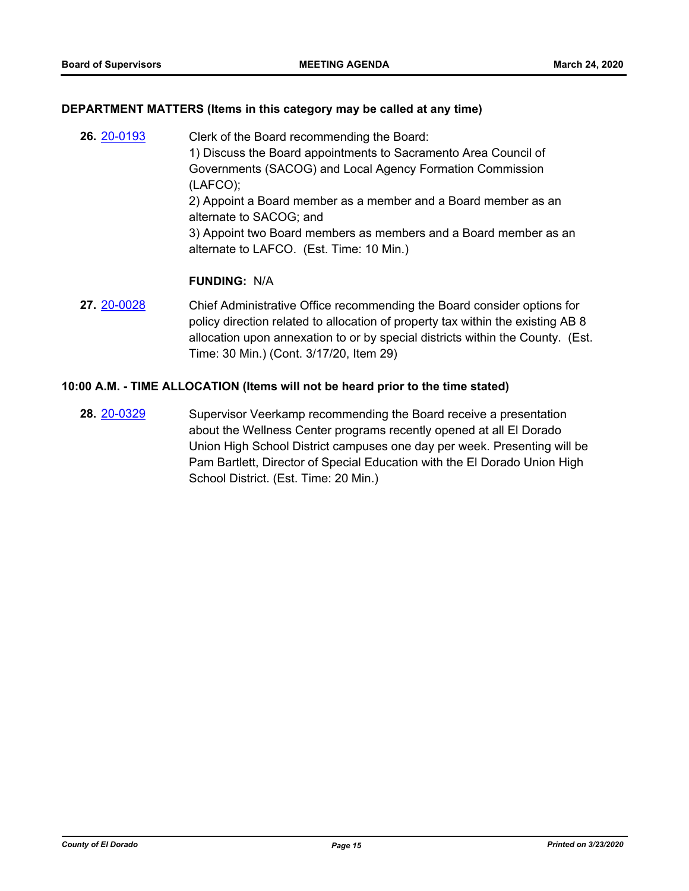### DEPARTMENT MATTERS (Items in this category may be called at any time)

**26.** 20-0193 Clerk of the Board recommending the Board:
1) Discuss the Board appointments to Sacramento Area Council of Governments (SACOG) and Local Agency Formation Commission (LAFCO);
2) Appoint a Board member as a member and a Board member as an alternate to SACOG; and
3) Appoint two Board members as members and a Board member as an alternate to LAFCO. (Est. Time: 10 Min.)

**FUNDING:** N/A

**27.** 20-0028 Chief Administrative Office recommending the Board consider options for policy direction related to allocation of property tax within the existing AB 8 allocation upon annexation to or by special districts within the County. (Est. Time: 30 Min.) (Cont. 3/17/20, Item 29)

### 10:00 A.M. - TIME ALLOCATION (Items will not be heard prior to the time stated)

**28.** 20-0329 Supervisor Veerkamp recommending the Board receive a presentation about the Wellness Center programs recently opened at all El Dorado Union High School District campuses one day per week. Presenting will be Pam Bartlett, Director of Special Education with the El Dorado Union High School District. (Est. Time: 20 Min.)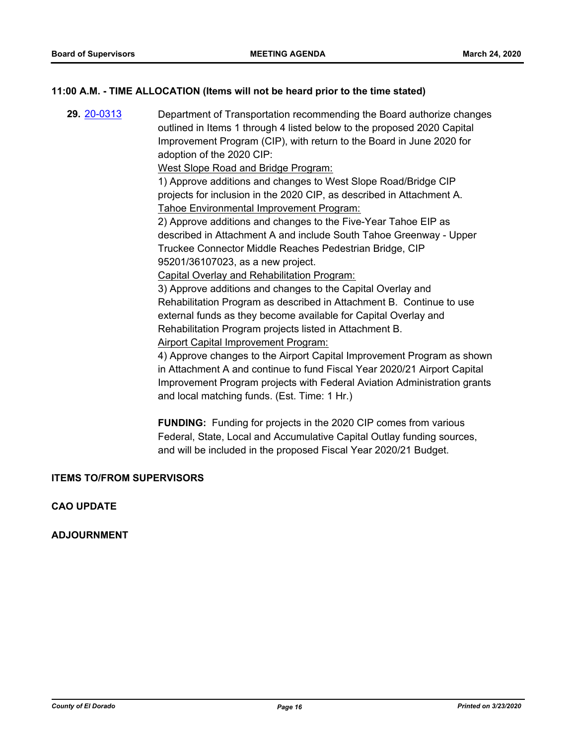**11:00 A.M. - TIME ALLOCATION (Items will not be heard prior to the time stated)**

**29.** 20-0313 Department of Transportation recommending the Board authorize changes outlined in Items 1 through 4 listed below to the proposed 2020 Capital Improvement Program (CIP), with return to the Board in June 2020 for adoption of the 2020 CIP:

<u>West Slope Road and Bridge Program:</u>

1) Approve additions and changes to West Slope Road/Bridge CIP projects for inclusion in the 2020 CIP, as described in Attachment A.

<u>Tahoe Environmental Improvement Program:</u>

2) Approve additions and changes to the Five-Year Tahoe EIP as described in Attachment A and include South Tahoe Greenway - Upper Truckee Connector Middle Reaches Pedestrian Bridge, CIP 95201/36107023, as a new project.

<u>Capital Overlay and Rehabilitation Program:</u>

3) Approve additions and changes to the Capital Overlay and Rehabilitation Program as described in Attachment B. Continue to use external funds as they become available for Capital Overlay and Rehabilitation Program projects listed in Attachment B.

<u>Airport Capital Improvement Program:</u>

4) Approve changes to the Airport Capital Improvement Program as shown in Attachment A and continue to fund Fiscal Year 2020/21 Airport Capital Improvement Program projects with Federal Aviation Administration grants and local matching funds. (Est. Time: 1 Hr.)

**FUNDING:** Funding for projects in the 2020 CIP comes from various Federal, State, Local and Accumulative Capital Outlay funding sources, and will be included in the proposed Fiscal Year 2020/21 Budget.

**ITEMS TO/FROM SUPERVISORS**

**CAO UPDATE**

**ADJOURNMENT**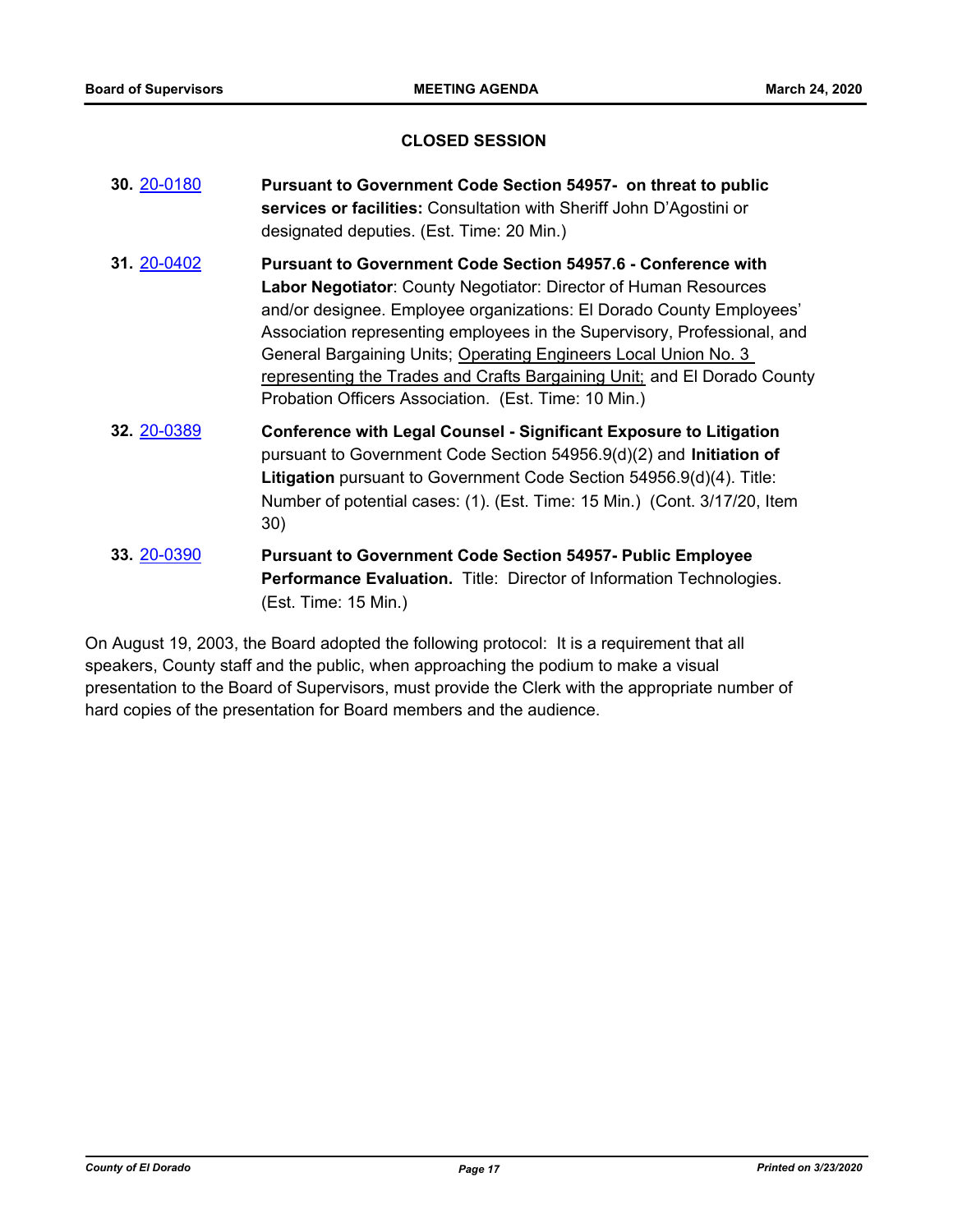## CLOSED SESSION

**30.** 20-0180 **Pursuant to Government Code Section 54957- on threat to public services or facilities:** Consultation with Sheriff John D'Agostini or designated deputies. (Est. Time: 20 Min.)

**31.** 20-0402 **Pursuant to Government Code Section 54957.6 - Conference with Labor Negotiator**: County Negotiator: Director of Human Resources and/or designee. Employee organizations: El Dorado County Employees' Association representing employees in the Supervisory, Professional, and General Bargaining Units; Operating Engineers Local Union No. 3 representing the Trades and Crafts Bargaining Unit; and El Dorado County Probation Officers Association. (Est. Time: 10 Min.)

**32.** 20-0389 **Conference with Legal Counsel - Significant Exposure to Litigation** pursuant to Government Code Section 54956.9(d)(2) and **Initiation of Litigation** pursuant to Government Code Section 54956.9(d)(4). Title: Number of potential cases: (1). (Est. Time: 15 Min.) (Cont. 3/17/20, Item 30)

**33.** 20-0390 **Pursuant to Government Code Section 54957- Public Employee Performance Evaluation.** Title: Director of Information Technologies. (Est. Time: 15 Min.)

On August 19, 2003, the Board adopted the following protocol: It is a requirement that all speakers, County staff and the public, when approaching the podium to make a visual presentation to the Board of Supervisors, must provide the Clerk with the appropriate number of hard copies of the presentation for Board members and the audience.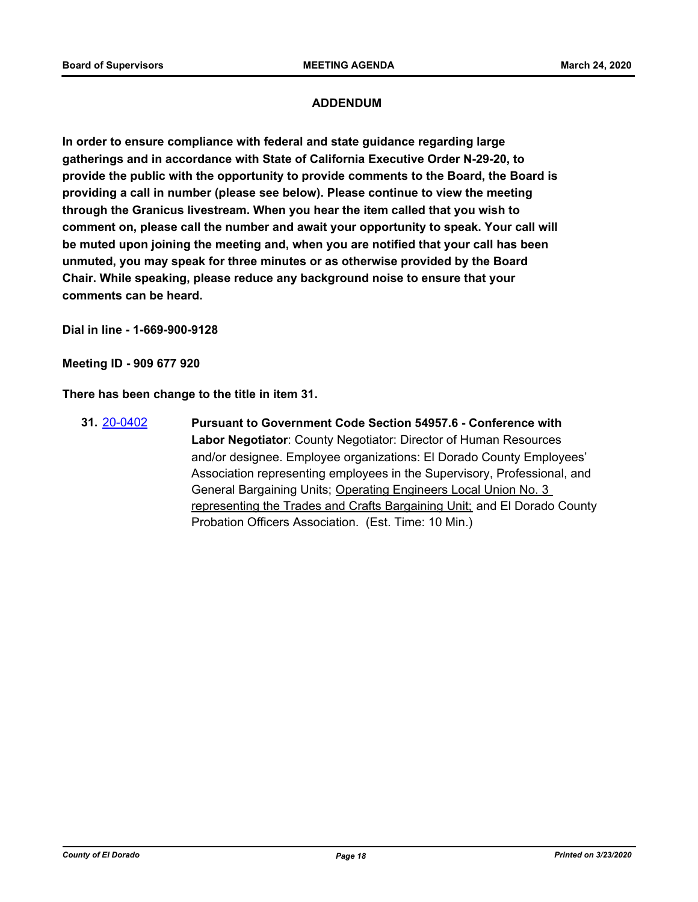## ADDENDUM

**In order to ensure compliance with federal and state guidance regarding large gatherings and in accordance with State of California Executive Order N-29-20, to provide the public with the opportunity to provide comments to the Board, the Board is providing a call in number (please see below). Please continue to view the meeting through the Granicus livestream. When you hear the item called that you wish to comment on, please call the number and await your opportunity to speak. Your call will be muted upon joining the meeting and, when you are notified that your call has been unmuted, you may speak for three minutes or as otherwise provided by the Board Chair. While speaking, please reduce any background noise to ensure that your comments can be heard.**

**Dial in line - 1-669-900-9128**

**Meeting ID - 909 677 920**

**There has been change to the title in item 31.**

**31.** 20-0402 **Pursuant to Government Code Section 54957.6 - Conference with Labor Negotiator**: County Negotiator: Director of Human Resources and/or designee. Employee organizations: El Dorado County Employees' Association representing employees in the Supervisory, Professional, and General Bargaining Units; <u>Operating Engineers Local Union No. 3 representing the Trades and Crafts Bargaining Unit;</u> and El Dorado County Probation Officers Association. (Est. Time: 10 Min.)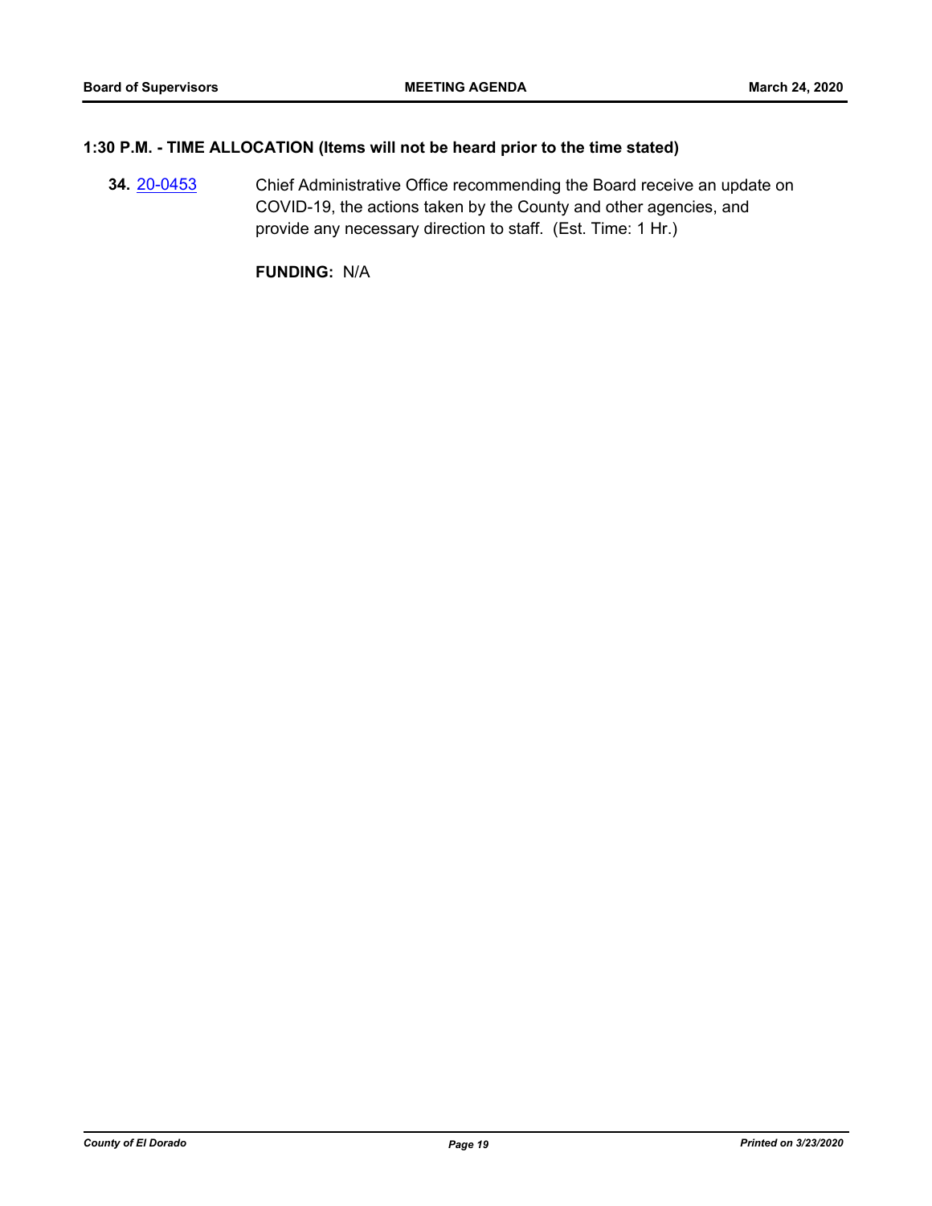### 1:30 P.M. - TIME ALLOCATION (Items will not be heard prior to the time stated)

**34.** 20-0453 Chief Administrative Office recommending the Board receive an update on COVID-19, the actions taken by the County and other agencies, and provide any necessary direction to staff. (Est. Time: 1 Hr.)

**FUNDING:** N/A